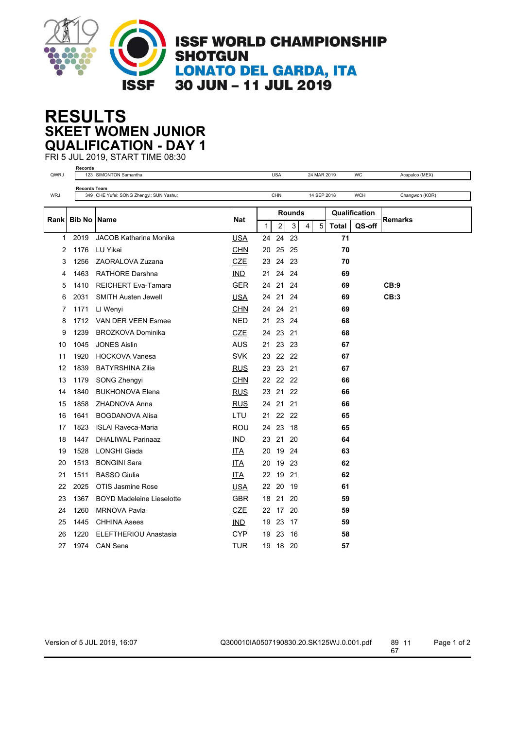# ISSF WORLD CHAMPIONSHIP SHOTGUN
## LONATO DEL GARDA, ITA
## 30 JUN – 11 JUL 2019

# RESULTS
## SKEET WOMEN JUNIOR
## QUALIFICATION - DAY 1

FRI 5 JUL 2019, START TIME 08:30

**Records**

| | | | | | |
|---|---|---|---|---|---|
| QWRJ | 123 SIMONTON Samantha | USA | 24 MAR 2019 | WC | Acapulco (MEX) |

**Records Team**

| | | | | | |
|---|---|---|---|---|---|
| WRJ | 349 CHE Yufei; SONG Zhengyi; SUN Yashu; | CHN | 14 SEP 2018 | WCH | Changwon (KOR) |

| Rank | Bib No | Name | Nat | Rounds 1 | 2 | 3 | 4 | 5 | Qualification Total | QS-off | Remarks |
|---|---|---|---|---|---|---|---|---|---|---|---|
| 1 | 2019 | JACOB Katharina Monika | USA | 24 | 24 | 23 | | | 71 | | |
| 2 | 1176 | LU Yikai | CHN | 20 | 25 | 25 | | | 70 | | |
| 3 | 1256 | ZAORALOVA Zuzana | CZE | 23 | 24 | 23 | | | 70 | | |
| 4 | 1463 | RATHORE Darshna | IND | 21 | 24 | 24 | | | 69 | | |
| 5 | 1410 | REICHERT Eva-Tamara | GER | 24 | 21 | 24 | | | 69 | | CB:9 |
| 6 | 2031 | SMITH Austen Jewell | USA | 24 | 21 | 24 | | | 69 | | CB:3 |
| 7 | 1171 | LI Wenyi | CHN | 24 | 24 | 21 | | | 69 | | |
| 8 | 1712 | VAN DER VEEN Esmee | NED | 21 | 23 | 24 | | | 68 | | |
| 9 | 1239 | BROZKOVA Dominika | CZE | 24 | 23 | 21 | | | 68 | | |
| 10 | 1045 | JONES Aislin | AUS | 21 | 23 | 23 | | | 67 | | |
| 11 | 1920 | HOCKOVA Vanesa | SVK | 23 | 22 | 22 | | | 67 | | |
| 12 | 1839 | BATYRSHINA Zilia | RUS | 23 | 23 | 21 | | | 67 | | |
| 13 | 1179 | SONG Zhengyi | CHN | 22 | 22 | 22 | | | 66 | | |
| 14 | 1840 | BUKHONOVA Elena | RUS | 23 | 21 | 22 | | | 66 | | |
| 15 | 1858 | ZHADNOVA Anna | RUS | 24 | 21 | 21 | | | 66 | | |
| 16 | 1641 | BOGDANOVA Alisa | LTU | 21 | 22 | 22 | | | 65 | | |
| 17 | 1823 | ISLAI Raveca-Maria | ROU | 24 | 23 | 18 | | | 65 | | |
| 18 | 1447 | DHALIWAL Parinaaz | IND | 23 | 21 | 20 | | | 64 | | |
| 19 | 1528 | LONGHI Giada | ITA | 20 | 19 | 24 | | | 63 | | |
| 20 | 1513 | BONGINI Sara | ITA | 20 | 19 | 23 | | | 62 | | |
| 21 | 1511 | BASSO Giulia | ITA | 22 | 19 | 21 | | | 62 | | |
| 22 | 2025 | OTIS Jasmine Rose | USA | 22 | 20 | 19 | | | 61 | | |
| 23 | 1367 | BOYD Madeleine Lieselotte | GBR | 18 | 21 | 20 | | | 59 | | |
| 24 | 1260 | MRNOVA Pavla | CZE | 22 | 17 | 20 | | | 59 | | |
| 25 | 1445 | CHHINA Asees | IND | 19 | 23 | 17 | | | 59 | | |
| 26 | 1220 | ELEFTHERIOU Anastasia | CYP | 19 | 23 | 16 | | | 58 | | |
| 27 | 1974 | CAN Sena | TUR | 19 | 18 | 20 | | | 57 | | |

Version of 5 JUL 2019, 16:07 Q300010IA0507190830.20.SK125WJ.0.001.pdf 89 11 67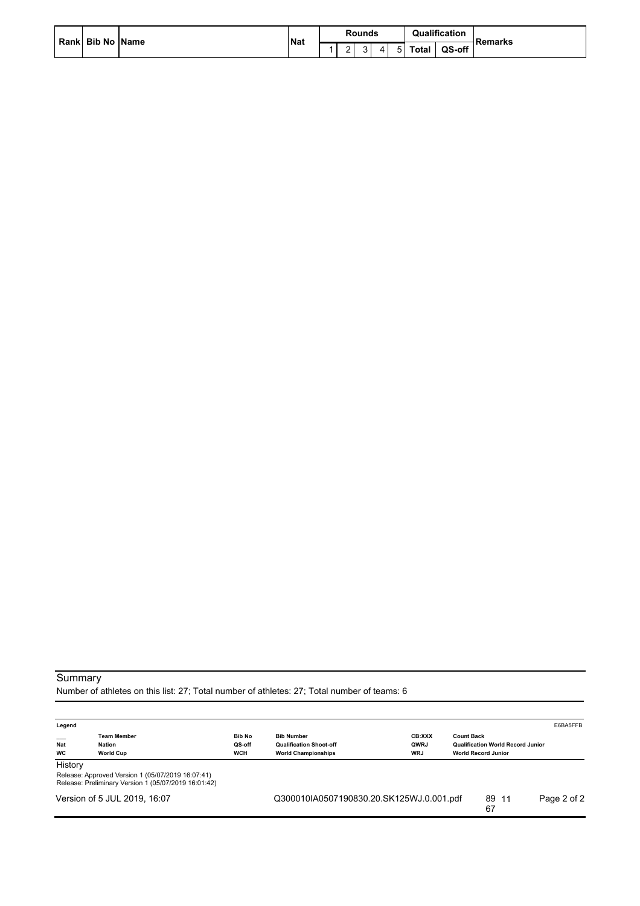| Rank | Bib No | Name | Nat | Rounds | | | | | Qualification | | Remarks |
|---|---|---|---|---|---|---|---|---|---|---|---|
| | | | | 1 | 2 | 3 | 4 | 5 | Total | QS-off | |

## Summary

Number of athletes on this list: 27; Total number of athletes: 27; Total number of teams: 6

**Legend**

E6BA5FFB

| | | | | | |
|---|---|---|---|---|---|
| ___ | **Team Member** | **Bib No** | **Bib Number** | **CB:XXX** | **Count Back** |
| **Nat** | **Nation** | **QS-off** | **Qualification Shoot-off** | **QWRJ** | **Qualification World Record Junior** |
| **WC** | **World Cup** | **WCH** | **World Championships** | **WRJ** | **World Record Junior** |

**History**

Release: Approved Version 1 (05/07/2019 16:07:41)
Release: Preliminary Version 1 (05/07/2019 16:01:42)

Version of 5 JUL 2019, 16:07 — Q300010IA0507190830.20.SK125WJ.0.001.pdf — 89 11 67